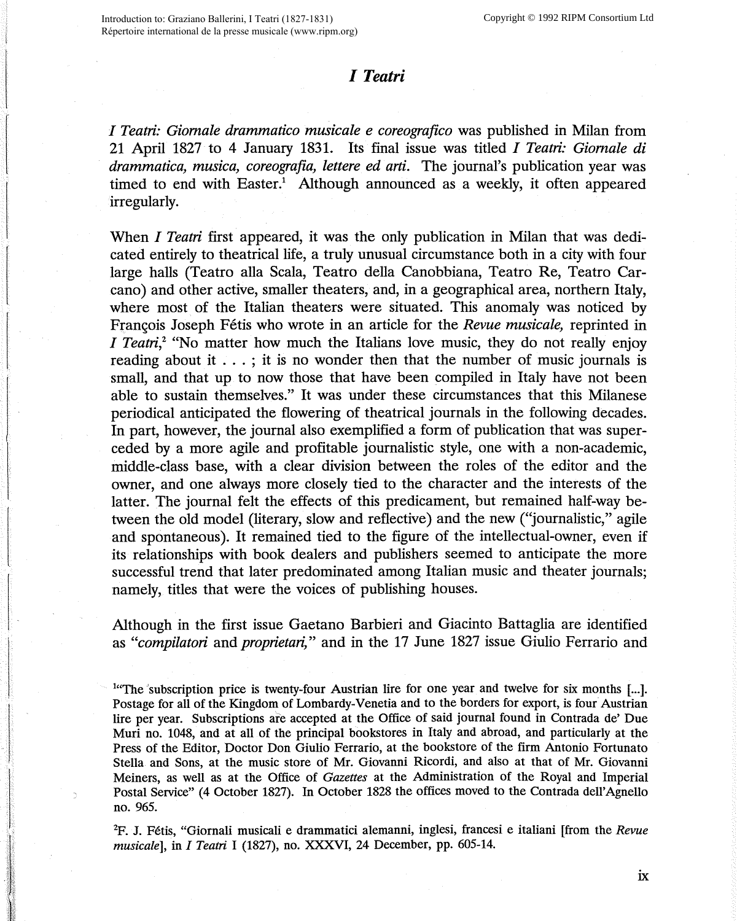# *I Teatri*

*I Teatri: Giornale drammatico musicale e coreografico* was published in Milan from 21 April 1827 to 4 January 1831. Its final issue was titled *I Teatri: Giornale di drammatica, musica, coreografia, lettere ed arti*. The journal's publication year was timed to end with Easter.[1] Although announced as a weekly, it often appeared irregularly.

When *I Teatri* first appeared, it was the only publication in Milan that was dedicated entirely to theatrical life, a truly unusual circumstance both in a city with four large halls (Teatro alla Scala, Teatro della Canobbiana, Teatro Re, Teatro Carcano) and other active, smaller theaters, and, in a geographical area, northern Italy, where most of the Italian theaters were situated. This anomaly was noticed by François Joseph Fétis who wrote in an article for the *Revue musicale,* reprinted in *I Teatri,*[2] "No matter how much the Italians love music, they do not really enjoy reading about it . . . ; it is no wonder then that the number of music journals is small, and that up to now those that have been compiled in Italy have not been able to sustain themselves." It was under these circumstances that this Milanese periodical anticipated the flowering of theatrical journals in the following decades. In part, however, the journal also exemplified a form of publication that was superceded by a more agile and profitable journalistic style, one with a non-academic, middle-class base, with a clear division between the roles of the editor and the owner, and one always more closely tied to the character and the interests of the latter. The journal felt the effects of this predicament, but remained half-way between the old model (literary, slow and reflective) and the new ("journalistic," agile and spontaneous). It remained tied to the figure of the intellectual-owner, even if its relationships with book dealers and publishers seemed to anticipate the more successful trend that later predominated among Italian music and theater journals; namely, titles that were the voices of publishing houses.

Although in the first issue Gaetano Barbieri and Giacinto Battaglia are identified as "*compilatori* and *proprietari,*" and in the 17 June 1827 issue Giulio Ferrario and

[1] "The subscription price is twenty-four Austrian lire for one year and twelve for six months [...]. Postage for all of the Kingdom of Lombardy-Venetia and to the borders for export, is four Austrian lire per year. Subscriptions are accepted at the Office of said journal found in Contrada de' Due Muri no. 1048, and at all of the principal bookstores in Italy and abroad, and particularly at the Press of the Editor, Doctor Don Giulio Ferrario, at the bookstore of the firm Antonio Fortunato Stella and Sons, at the music store of Mr. Giovanni Ricordi, and also at that of Mr. Giovanni Meiners, as well as at the Office of *Gazettes* at the Administration of the Royal and Imperial Postal Service" (4 October 1827). In October 1828 the offices moved to the Contrada dell'Agnello no. 965.

[2] F. J. Fétis, "Giornali musicali e drammatici alemanni, inglesi, francesi e italiani [from the *Revue musicale*], in *I Teatri* I (1827), no. XXXVI, 24 December, pp. 605-14.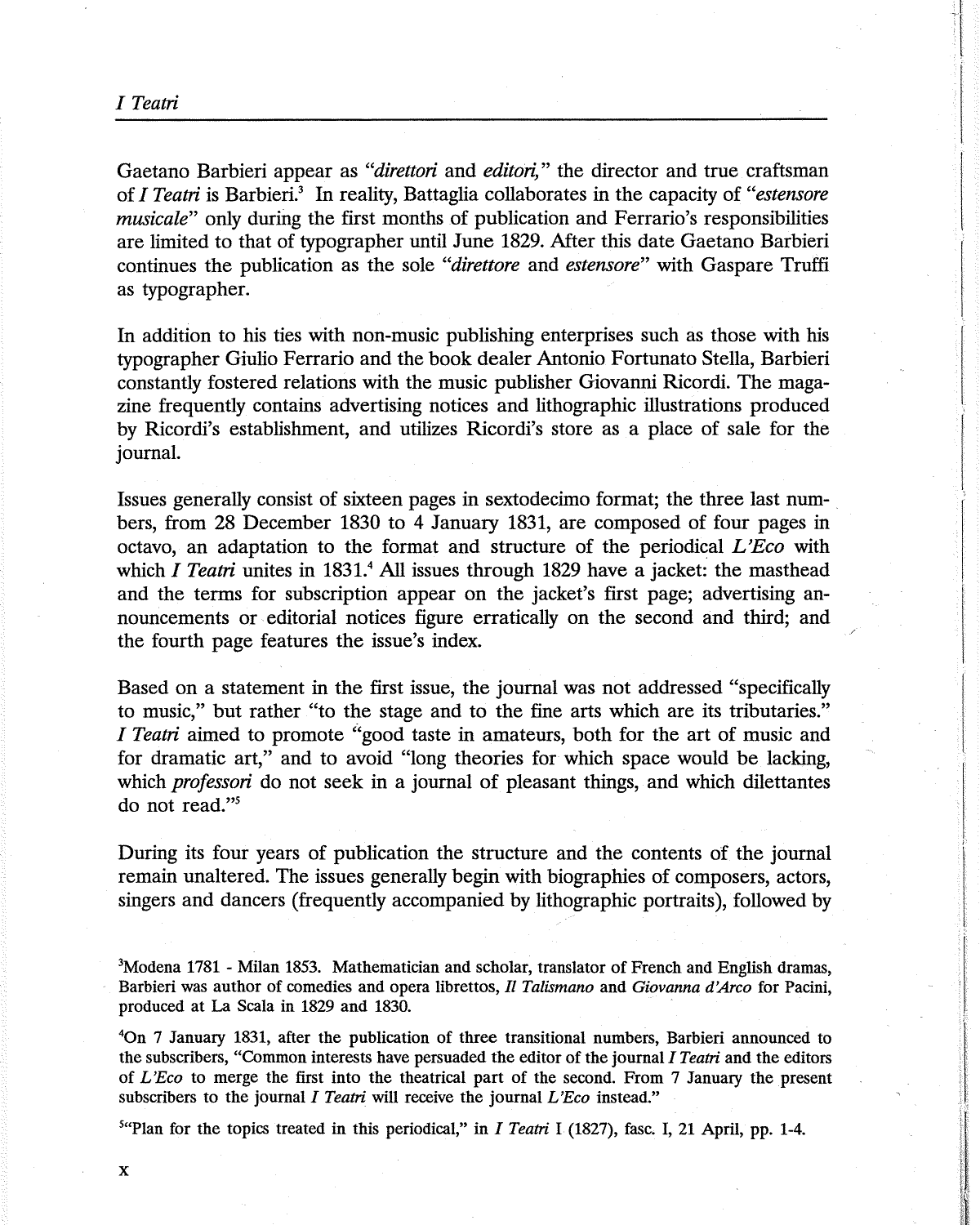Gaetano Barbieri appear as "*direttori* and *editori*," the director and true craftsman of *I Teatri* is Barbieri.[3] In reality, Battaglia collaborates in the capacity of "*estensore musicale*" only during the first months of publication and Ferrario's responsibilities are limited to that of typographer until June 1829. After this date Gaetano Barbieri continues the publication as the sole "*direttore* and *estensore*" with Gaspare Truffi as typographer.

In addition to his ties with non-music publishing enterprises such as those with his typographer Giulio Ferrario and the book dealer Antonio Fortunato Stella, Barbieri constantly fostered relations with the music publisher Giovanni Ricordi. The magazine frequently contains advertising notices and lithographic illustrations produced by Ricordi's establishment, and utilizes Ricordi's store as a place of sale for the journal.

Issues generally consist of sixteen pages in sextodecimo format; the three last numbers, from 28 December 1830 to 4 January 1831, are composed of four pages in octavo, an adaptation to the format and structure of the periodical *L'Eco* with which *I Teatri* unites in 1831.[4] All issues through 1829 have a jacket: the masthead and the terms for subscription appear on the jacket's first page; advertising announcements or editorial notices figure erratically on the second and third; and the fourth page features the issue's index.

Based on a statement in the first issue, the journal was not addressed "specifically to music," but rather "to the stage and to the fine arts which are its tributaries." *I Teatri* aimed to promote "good taste in amateurs, both for the art of music and for dramatic art," and to avoid "long theories for which space would be lacking, which *professori* do not seek in a journal of pleasant things, and which dilettantes do not read."[5]

During its four years of publication the structure and the contents of the journal remain unaltered. The issues generally begin with biographies of composers, actors, singers and dancers (frequently accompanied by lithographic portraits), followed by

[3]Modena 1781 - Milan 1853. Mathematician and scholar, translator of French and English dramas, Barbieri was author of comedies and opera librettos, *Il Talismano* and *Giovanna d'Arco* for Pacini, produced at La Scala in 1829 and 1830.

[4]On 7 January 1831, after the publication of three transitional numbers, Barbieri announced to the subscribers, "Common interests have persuaded the editor of the journal *I Teatri* and the editors of *L'Eco* to merge the first into the theatrical part of the second. From 7 January the present subscribers to the journal *I Teatri* will receive the journal *L'Eco* instead."

[5]"Plan for the topics treated in this periodical," in *I Teatri* I (1827), fasc. I, 21 April, pp. 1-4.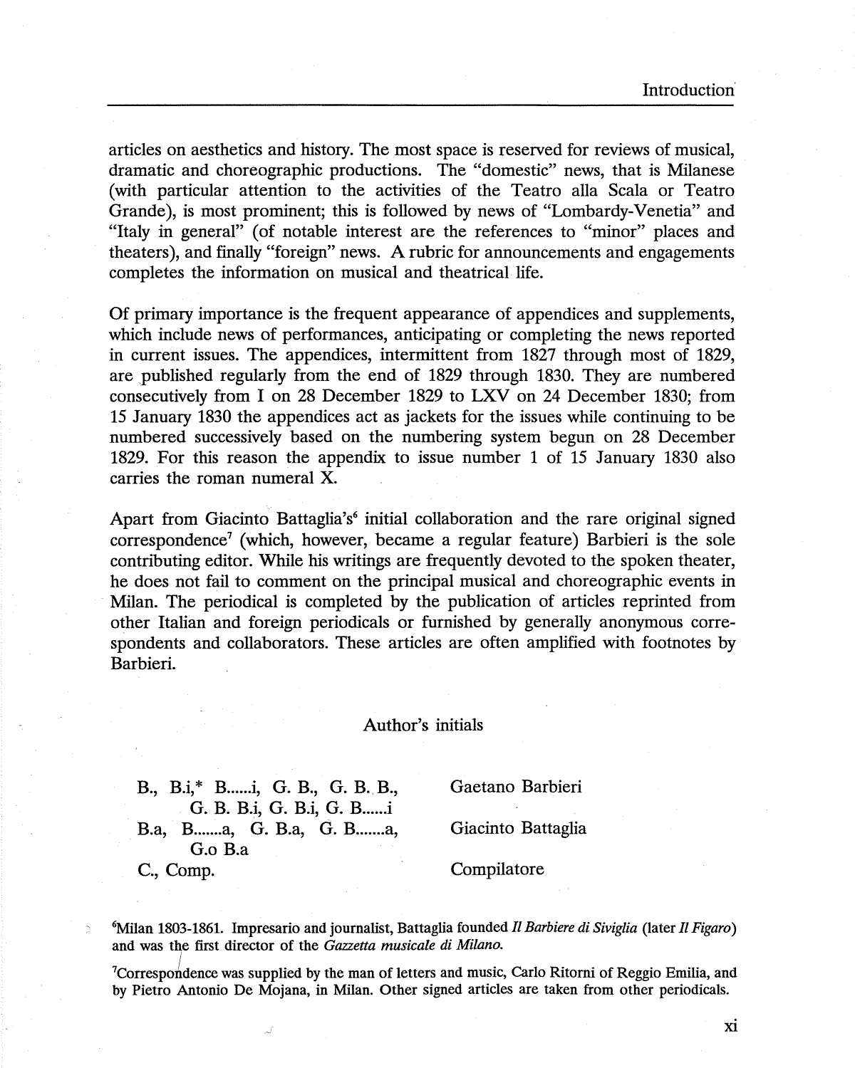articles on aesthetics and history. The most space is reserved for reviews of musical, dramatic and choreographic productions. The "domestic" news, that is Milanese (with particular attention to the activities of the Teatro alla Scala or Teatro Grande), is most prominent; this is followed by news of "Lombardy-Venetia" and "Italy in general" (of notable interest are the references to "minor" places and theaters), and finally "foreign" news. A rubric for announcements and engagements completes the information on musical and theatrical life.

Of primary importance is the frequent appearance of appendices and supplements, which include news of performances, anticipating or completing the news reported in current issues. The appendices, intermittent from 1827 through most of 1829, are published regularly from the end of 1829 through 1830. They are numbered consecutively from I on 28 December 1829 to LXV on 24 December 1830; from 15 January 1830 the appendices act as jackets for the issues while continuing to be numbered successively based on the numbering system begun on 28 December 1829. For this reason the appendix to issue number 1 of 15 January 1830 also carries the roman numeral X.

Apart from Giacinto Battaglia's[6] initial collaboration and the rare original signed correspondence[7] (which, however, became a regular feature) Barbieri is the sole contributing editor. While his writings are frequently devoted to the spoken theater, he does not fail to comment on the principal musical and choreographic events in Milan. The periodical is completed by the publication of articles reprinted from other Italian and foreign periodicals or furnished by generally anonymous correspondents and collaborators. These articles are often amplified with footnotes by Barbieri.

## Author's initials

| | |
|---|---|
| B., B.i,* B......i, G. B., G. B. B., G. B. B.i, G. B.i, G. B......i | Gaetano Barbieri |
| B.a, B.......a, G. B.a, G. B.......a, G.o B.a | Giacinto Battaglia |
| C., Comp. | Compilatore |

[6]Milan 1803-1861. Impresario and journalist, Battaglia founded *Il Barbiere di Siviglia* (later *Il Figaro*) and was the first director of the *Gazzetta musicale di Milano*.

[7]Correspondence was supplied by the man of letters and music, Carlo Ritorni of Reggio Emilia, and by Pietro Antonio De Mojana, in Milan. Other signed articles are taken from other periodicals.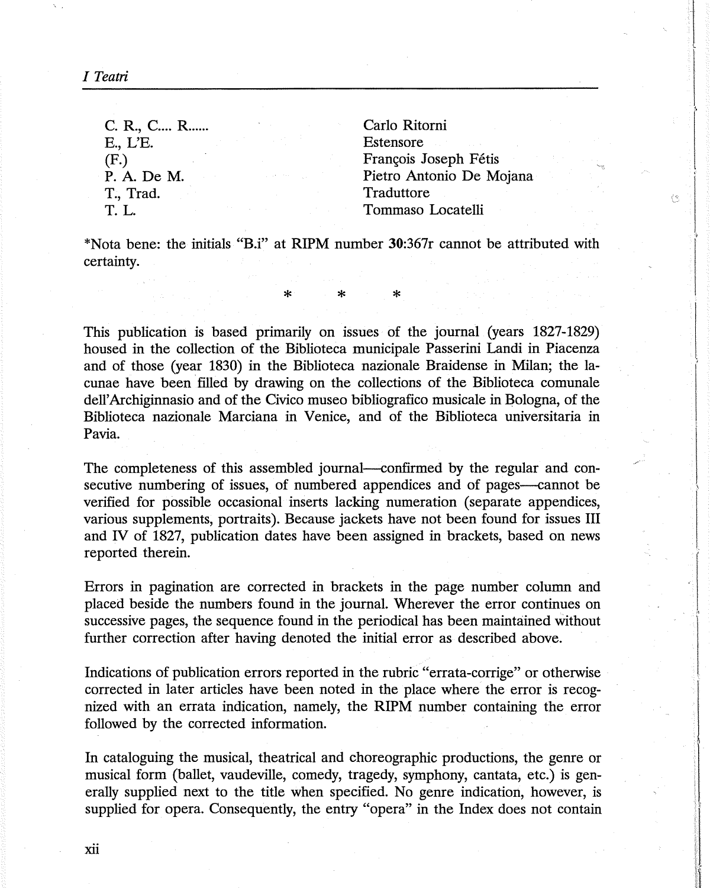| | |
|---|---|
| C. R., C.... R...... | Carlo Ritorni |
| E., L'E. | Estensore |
| (F.) | François Joseph Fétis |
| P. A. De M. | Pietro Antonio De Mojana |
| T., Trad. | Traduttore |
| T. L. | Tommaso Locatelli |

*Nota bene: the initials "B.i" at RIPM number **30**:367r cannot be attributed with certainty.

\*　　\*　　\*

This publication is based primarily on issues of the journal (years 1827-1829) housed in the collection of the Biblioteca municipale Passerini Landi in Piacenza and of those (year 1830) in the Biblioteca nazionale Braidense in Milan; the lacunae have been filled by drawing on the collections of the Biblioteca comunale dell'Archiginnasio and of the Civico museo bibliografico musicale in Bologna, of the Biblioteca nazionale Marciana in Venice, and of the Biblioteca universitaria in Pavia.

The completeness of this assembled journal—confirmed by the regular and consecutive numbering of issues, of numbered appendices and of pages—cannot be verified for possible occasional inserts lacking numeration (separate appendices, various supplements, portraits). Because jackets have not been found for issues III and IV of 1827, publication dates have been assigned in brackets, based on news reported therein.

Errors in pagination are corrected in brackets in the page number column and placed beside the numbers found in the journal. Wherever the error continues on successive pages, the sequence found in the periodical has been maintained without further correction after having denoted the initial error as described above.

Indications of publication errors reported in the rubric "errata-corrige" or otherwise corrected in later articles have been noted in the place where the error is recognized with an errata indication, namely, the RIPM number containing the error followed by the corrected information.

In cataloguing the musical, theatrical and choreographic productions, the genre or musical form (ballet, vaudeville, comedy, tragedy, symphony, cantata, etc.) is generally supplied next to the title when specified. No genre indication, however, is supplied for opera. Consequently, the entry "opera" in the Index does not contain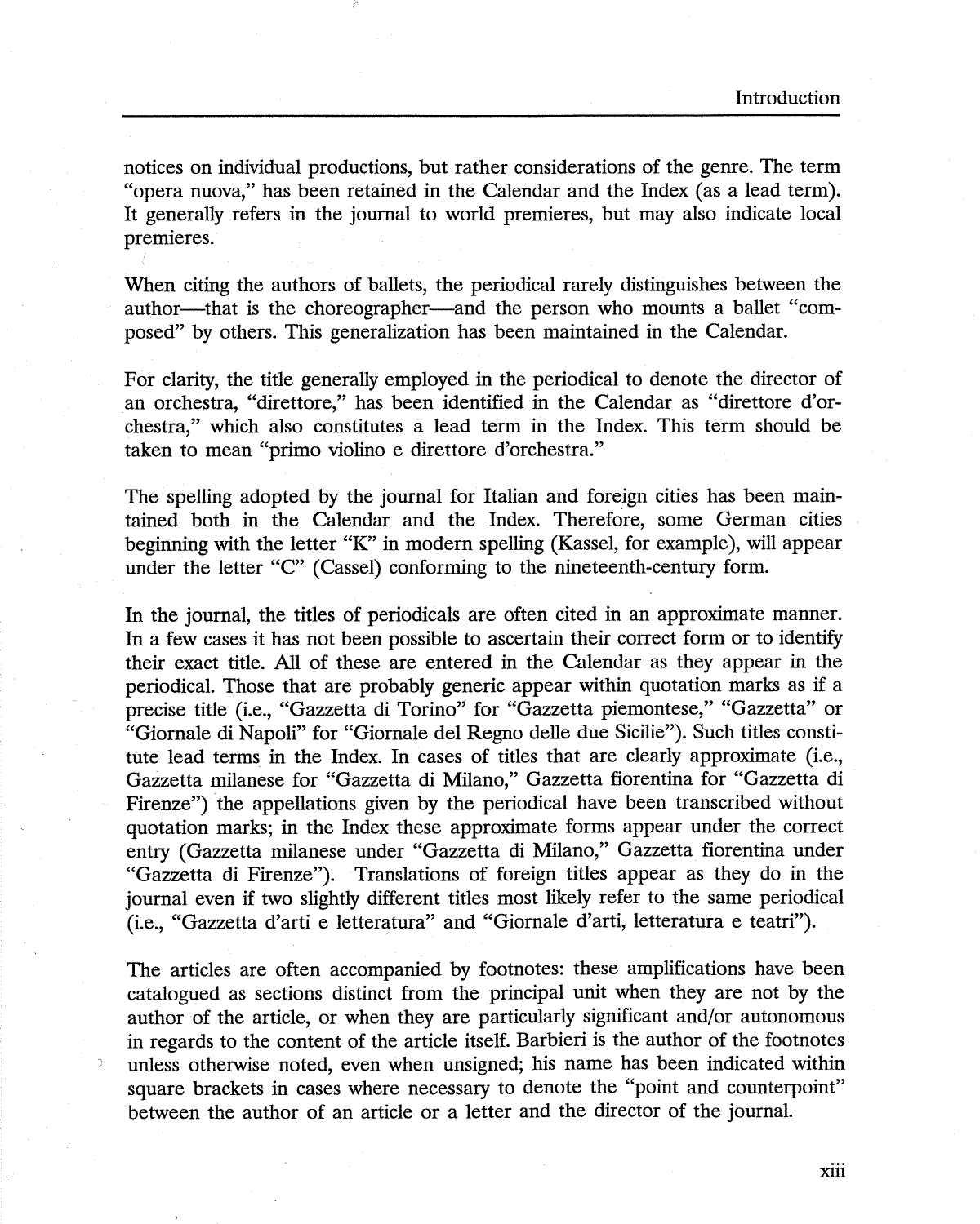notices on individual productions, but rather considerations of the genre. The term "opera nuova," has been retained in the Calendar and the Index (as a lead term). It generally refers in the journal to world premieres, but may also indicate local premieres.

When citing the authors of ballets, the periodical rarely distinguishes between the author—that is the choreographer—and the person who mounts a ballet "composed" by others. This generalization has been maintained in the Calendar.

For clarity, the title generally employed in the periodical to denote the director of an orchestra, "direttore," has been identified in the Calendar as "direttore d'orchestra," which also constitutes a lead term in the Index. This term should be taken to mean "primo violino e direttore d'orchestra."

The spelling adopted by the journal for Italian and foreign cities has been maintained both in the Calendar and the Index. Therefore, some German cities beginning with the letter "K" in modern spelling (Kassel, for example), will appear under the letter "C" (Cassel) conforming to the nineteenth-century form.

In the journal, the titles of periodicals are often cited in an approximate manner. In a few cases it has not been possible to ascertain their correct form or to identify their exact title. All of these are entered in the Calendar as they appear in the periodical. Those that are probably generic appear within quotation marks as if a precise title (i.e., "Gazzetta di Torino" for "Gazzetta piemontese," "Gazzetta" or "Giornale di Napoli" for "Giornale del Regno delle due Sicilie"). Such titles constitute lead terms in the Index. In cases of titles that are clearly approximate (i.e., Gazzetta milanese for "Gazzetta di Milano," Gazzetta fiorentina for "Gazzetta di Firenze") the appellations given by the periodical have been transcribed without quotation marks; in the Index these approximate forms appear under the correct entry (Gazzetta milanese under "Gazzetta di Milano," Gazzetta fiorentina under "Gazzetta di Firenze"). Translations of foreign titles appear as they do in the journal even if two slightly different titles most likely refer to the same periodical (i.e., "Gazzetta d'arti e letteratura" and "Giornale d'arti, letteratura e teatri").

The articles are often accompanied by footnotes: these amplifications have been catalogued as sections distinct from the principal unit when they are not by the author of the article, or when they are particularly significant and/or autonomous in regards to the content of the article itself. Barbieri is the author of the footnotes unless otherwise noted, even when unsigned; his name has been indicated within square brackets in cases where necessary to denote the "point and counterpoint" between the author of an article or a letter and the director of the journal.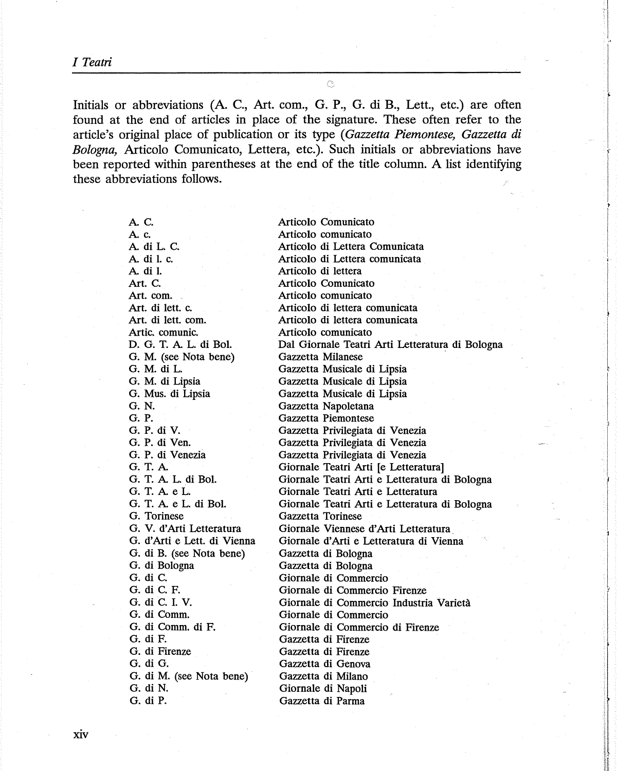Initials or abbreviations (A. C., Art. com., G. P., G. di B., Lett., etc.) are often found at the end of articles in place of the signature. These often refer to the article's original place of publication or its type (*Gazzetta Piemontese, Gazzetta di Bologna,* Articolo Comunicato, Lettera, etc.). Such initials or abbreviations have been reported within parentheses at the end of the title column. A list identifying these abbreviations follows.

| | |
|---|---|
| A. C. | Articolo Comunicato |
| A. c. | Articolo comunicato |
| A. di L. C. | Articolo di Lettera Comunicata |
| A. di l. c. | Articolo di Lettera comunicata |
| A. di l. | Articolo di lettera |
| Art. C. | Articolo Comunicato |
| Art. com. | Articolo comunicato |
| Art. di lett. c. | Articolo di lettera comunicata |
| Art. di lett. com. | Articolo di lettera comunicata |
| Artic. comunic. | Articolo comunicato |
| D. G. T. A. L. di Bol. | Dal Giornale Teatri Arti Letteratura di Bologna |
| G. M. (see Nota bene) | Gazzetta Milanese |
| G. M. di L. | Gazzetta Musicale di Lipsia |
| G. M. di Lipsia | Gazzetta Musicale di Lipsia |
| G. Mus. di Lipsia | Gazzetta Musicale di Lipsia |
| G. N. | Gazzetta Napoletana |
| G. P. | Gazzetta Piemontese |
| G. P. di V. | Gazzetta Privilegiata di Venezia |
| G. P. di Ven. | Gazzetta Privilegiata di Venezia |
| G. P. di Venezia | Gazzetta Privilegiata di Venezia |
| G. T. A. | Giornale Teatri Arti [e Letteratura] |
| G. T. A. L. di Bol. | Giornale Teatri Arti e Letteratura di Bologna |
| G. T. A. e L. | Giornale Teatri Arti e Letteratura |
| G. T. A. e L. di Bol. | Giornale Teatri Arti e Letteratura di Bologna |
| G. Torinese | Gazzetta Torinese |
| G. V. d'Arti Letteratura | Giornale Viennese d'Arti Letteratura |
| G. d'Arti e Lett. di Vienna | Giornale d'Arti e Letteratura di Vienna |
| G. di B. (see Nota bene) | Gazzetta di Bologna |
| G. di Bologna | Gazzetta di Bologna |
| G. di C. | Giornale di Commercio |
| G. di C. F. | Giornale di Commercio Firenze |
| G. di C. I. V. | Giornale di Commercio Industria Varietà |
| G. di Comm. | Giornale di Commercio |
| G. di Comm. di F. | Giornale di Commercio di Firenze |
| G. di F. | Gazzetta di Firenze |
| G. di Firenze | Gazzetta di Firenze |
| G. di G. | Gazzetta di Genova |
| G. di M. (see Nota bene) | Gazzetta di Milano |
| G. di N. | Giornale di Napoli |
| G. di P. | Gazzetta di Parma |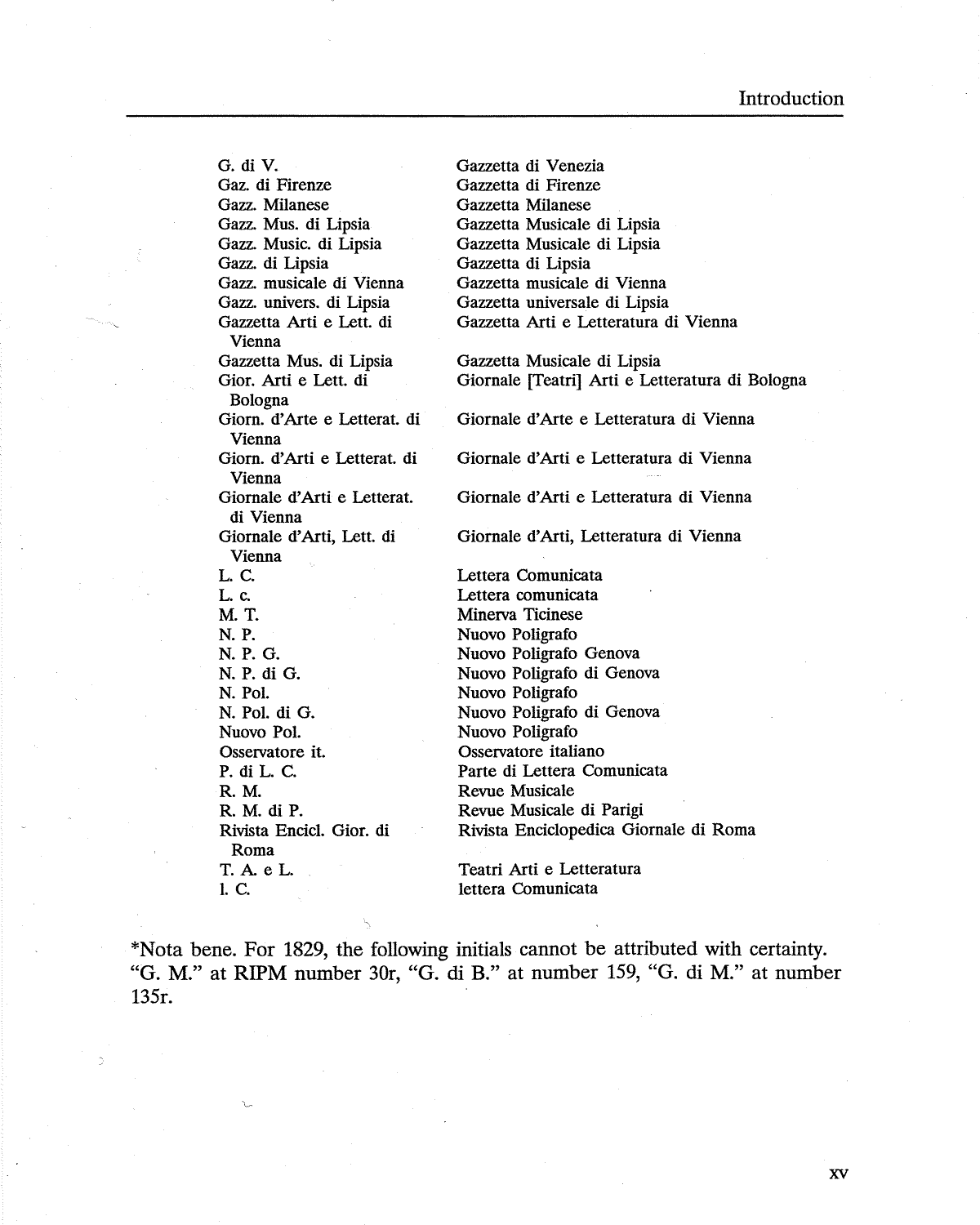| | |
|---|---|
| G. di V. | Gazzetta di Venezia |
| Gaz. di Firenze | Gazzetta di Firenze |
| Gazz. Milanese | Gazzetta Milanese |
| Gazz. Mus. di Lipsia | Gazzetta Musicale di Lipsia |
| Gazz. Music. di Lipsia | Gazzetta Musicale di Lipsia |
| Gazz. di Lipsia | Gazzetta di Lipsia |
| Gazz. musicale di Vienna | Gazzetta musicale di Vienna |
| Gazz. univers. di Lipsia | Gazzetta universale di Lipsia |
| Gazzetta Arti e Lett. di Vienna | Gazzetta Arti e Letteratura di Vienna |
| Gazzetta Mus. di Lipsia | Gazzetta Musicale di Lipsia |
| Gior. Arti e Lett. di Bologna | Giornale [Teatri] Arti e Letteratura di Bologna |
| Giorn. d'Arte e Letterat. di Vienna | Giornale d'Arte e Letteratura di Vienna |
| Giorn. d'Arti e Letterat. di Vienna | Giornale d'Arti e Letteratura di Vienna |
| Giornale d'Arti e Letterat. di Vienna | Giornale d'Arti e Letteratura di Vienna |
| Giornale d'Arti, Lett. di Vienna | Giornale d'Arti, Letteratura di Vienna |
| L. C. | Lettera Comunicata |
| L. c. | Lettera comunicata |
| M. T. | Minerva Ticinese |
| N. P. | Nuovo Poligrafo |
| N. P. G. | Nuovo Poligrafo Genova |
| N. P. di G. | Nuovo Poligrafo di Genova |
| N. Pol. | Nuovo Poligrafo |
| N. Pol. di G. | Nuovo Poligrafo di Genova |
| Nuovo Pol. | Nuovo Poligrafo |
| Osservatore it. | Osservatore italiano |
| P. di L. C. | Parte di Lettera Comunicata |
| R. M. | Revue Musicale |
| R. M. di P. | Revue Musicale di Parigi |
| Rivista Encicl. Gior. di Roma | Rivista Enciclopedica Giornale di Roma |
| T. A. e L. | Teatri Arti e Letteratura |
| l. C. | lettera Comunicata |

*Nota bene. For 1829, the following initials cannot be attributed with certainty. "G. M." at RIPM number 30r, "G. di B." at number 159, "G. di M." at number 135r.